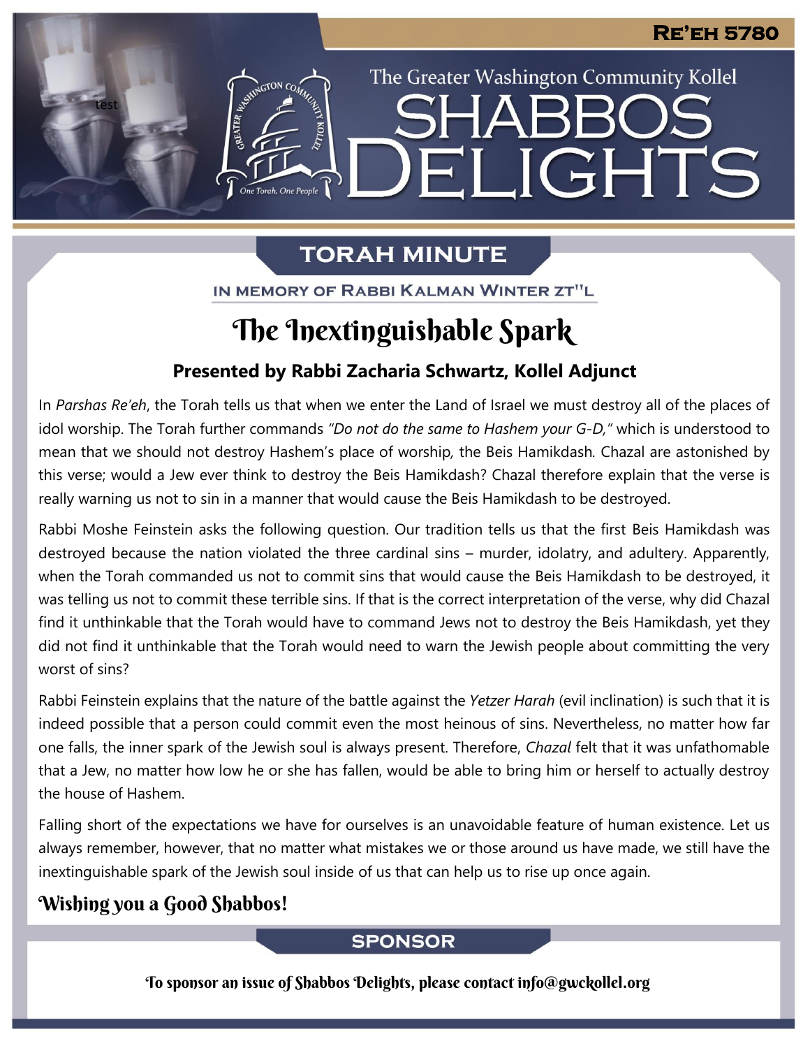RE'EH 5780

The Greater Washington Community Kollel

# SHABBOS DELIGHTS

## TORAH MINUTE

IN MEMORY OF RABBI KALMAN WINTER ZT"L

# The Inextinguishable Spark

**Presented by Rabbi Zacharia Schwartz, Kollel Adjunct**

In *Parshas Re'eh*, the Torah tells us that when we enter the Land of Israel we must destroy all of the places of idol worship. The Torah further commands *"Do not do the same to Hashem your G-D,"* which is understood to mean that we should not destroy Hashem's place of worship, the Beis Hamikdash. Chazal are astonished by this verse; would a Jew ever think to destroy the Beis Hamikdash? Chazal therefore explain that the verse is really warning us not to sin in a manner that would cause the Beis Hamikdash to be destroyed.

Rabbi Moshe Feinstein asks the following question. Our tradition tells us that the first Beis Hamikdash was destroyed because the nation violated the three cardinal sins – murder, idolatry, and adultery. Apparently, when the Torah commanded us not to commit sins that would cause the Beis Hamikdash to be destroyed, it was telling us not to commit these terrible sins. If that is the correct interpretation of the verse, why did Chazal find it unthinkable that the Torah would have to command Jews not to destroy the Beis Hamikdash, yet they did not find it unthinkable that the Torah would need to warn the Jewish people about committing the very worst of sins?

Rabbi Feinstein explains that the nature of the battle against the *Yetzer Harah* (evil inclination) is such that it is indeed possible that a person could commit even the most heinous of sins. Nevertheless, no matter how far one falls, the inner spark of the Jewish soul is always present. Therefore, *Chazal* felt that it was unfathomable that a Jew, no matter how low he or she has fallen, would be able to bring him or herself to actually destroy the house of Hashem.

Falling short of the expectations we have for ourselves is an unavoidable feature of human existence. Let us always remember, however, that no matter what mistakes we or those around us have made, we still have the inextinguishable spark of the Jewish soul inside of us that can help us to rise up once again.

**Wishing you a Good Shabbos!**

## SPONSOR

To sponsor an issue of Shabbos Delights, please contact info@gwckollel.org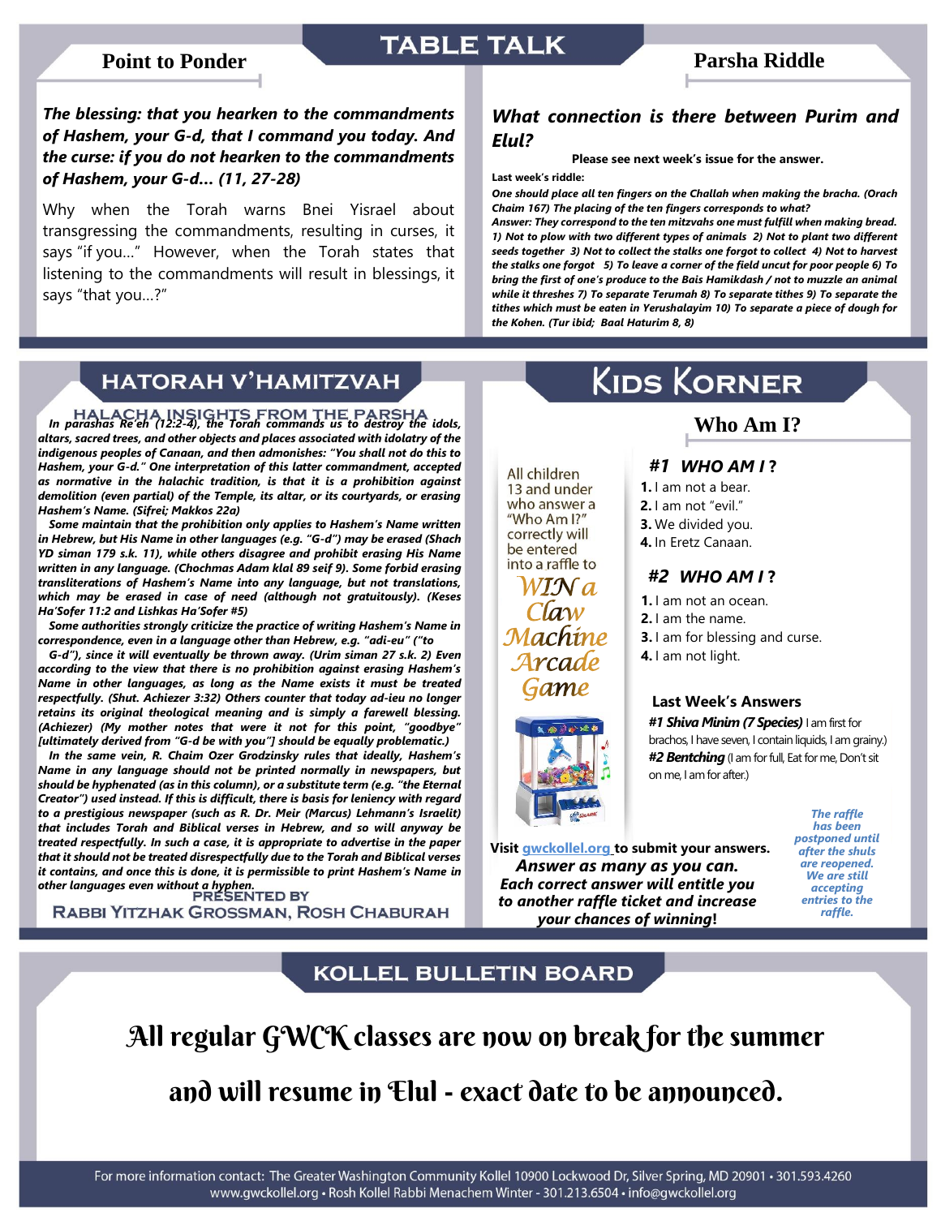# TABLE TALK

## Point to Ponder

***The blessing: that you hearken to the commandments of Hashem, your G-d, that I command you today. And the curse: if you do not hearken to the commandments of Hashem, your G-d... (11, 27-28)***

Why when the Torah warns Bnei Yisrael about transgressing the commandments, resulting in curses, it says "if you..." However, when the Torah states that listening to the commandments will result in blessings, it says "that you...?"

## Parsha Riddle

***What connection is there between Purim and Elul?***

**Please see next week's issue for the answer.**

**Last week's riddle:**

***One should place all ten fingers on the Challah when making the bracha. (Orach Chaim 167) The placing of the ten fingers corresponds to what?***

***Answer: They correspond to the ten mitzvahs one must fulfill when making bread. 1) Not to plow with two different types of animals 2) Not to plant two different seeds together 3) Not to collect the stalks one forgot to collect 4) Not to harvest the stalks one forgot 5) To leave a corner of the field uncut for poor people 6) To bring the first of one's produce to the Bais Hamikdash / not to muzzle an animal while it threshes 7) To separate Terumah 8) To separate tithes 9) To separate the tithes which must be eaten in Yerushalayim 10) To separate a piece of dough for the Kohen. (Tur ibid; Baal Haturim 8, 8)***

# HATORAH V'HAMITZVAH

## HALACHA INSIGHTS FROM THE PARSHA

*In parashas Re'eh (12:2-4), the Torah commands us to destroy the idols, altars, sacred trees, and other objects and places associated with idolatry of the indigenous peoples of Canaan, and then admonishes: "You shall not do this to Hashem, your G-d." One interpretation of this latter commandment, accepted as normative in the halachic tradition, is that it is a prohibition against demolition (even partial) of the Temple, its altar, or its courtyards, or erasing Hashem's Name. (Sifrei; Makkos 22a)*

*Some maintain that the prohibition only applies to Hashem's Name written in Hebrew, but His Name in other languages (e.g. "G-d") may be erased (Shach YD siman 179 s.k. 11), while others disagree and prohibit erasing His Name written in any language. (Chochmas Adam klal 89 seif 9). Some forbid erasing transliterations of Hashem's Name into any language, but not translations, which may be erased in case of need (although not gratuitously). (Keses Ha'Sofer 11:2 and Lishkas Ha'Sofer #5)*

*Some authorities strongly criticize the practice of writing Hashem's Name in correspondence, even in a language other than Hebrew, e.g. "adi-eu" ("to G-d"), since it will eventually be thrown away. (Urim siman 27 s.k. 2) Even according to the view that there is no prohibition against erasing Hashem's Name in other languages, as long as the Name exists it must be treated respectfully. (Shut. Achiezer 3:32) Others counter that today ad-ieu no longer retains its original theological meaning and is simply a farewell blessing. (Achiezer) (My mother notes that were it not for this point, "goodbye" [ultimately derived from "G-d be with you"] should be equally problematic.)*

*In the same vein, R. Chaim Ozer Grodzinsky rules that ideally, Hashem's Name in any language should not be printed normally in newspapers, but should be hyphenated (as in this column), or a substitute term (e.g. "the Eternal Creator") used instead. If this is difficult, there is basis for leniency with regard to a prestigious newspaper (such as R. Dr. Meir (Marcus) Lehmann's Israelit) that includes Torah and Biblical verses in Hebrew, and so will anyway be treated respectfully. In such a case, it is appropriate to advertise in the paper that it should not be treated disrespectfully due to the Torah and Biblical verses it contains, and once this is done, it is permissible to print Hashem's Name in other languages even without a hyphen.*

PRESENTED BY
RABBI YITZHAK GROSSMAN, ROSH CHABURAH

# KIDS KORNER

## Who Am I?

All children 13 and under who answer a "Who Am I?" correctly will be entered into a raffle to

WIN a Claw Machine Arcade Game

### #1 WHO AM I?

1. I am not a bear.
2. I am not "evil."
3. We divided you.
4. In Eretz Canaan.

### #2 WHO AM I?

1. I am not an ocean.
2. I am the name.
3. I am for blessing and curse.
4. I am not light.

### Last Week's Answers

***#1 Shiva Minim (7 Species)*** I am first for brachos, I have seven, I contain liquids, I am grainy.)

***#2 Benthcing*** (I am for full, Eat for me, Don't sit on me, I am for after.)

Visit gwckollel.org to submit your answers.

*Answer as many as you can.*
*Each correct answer will entitle you to another raffle ticket and increase your chances of winning!*

*The raffle has been postponed until after the shuls are reopened. We are still accepting entries to the raffle.*

# KOLLEL BULLETIN BOARD

All regular GWCK classes are now on break for the summer and will resume in Elul - exact date to be announced.

For more information contact: The Greater Washington Community Kollel 10900 Lockwood Dr, Silver Spring, MD 20901 • 301.593.4260
www.gwckollel.org • Rosh Kollel Rabbi Menachem Winter - 301.213.6504 • info@gwckollel.org